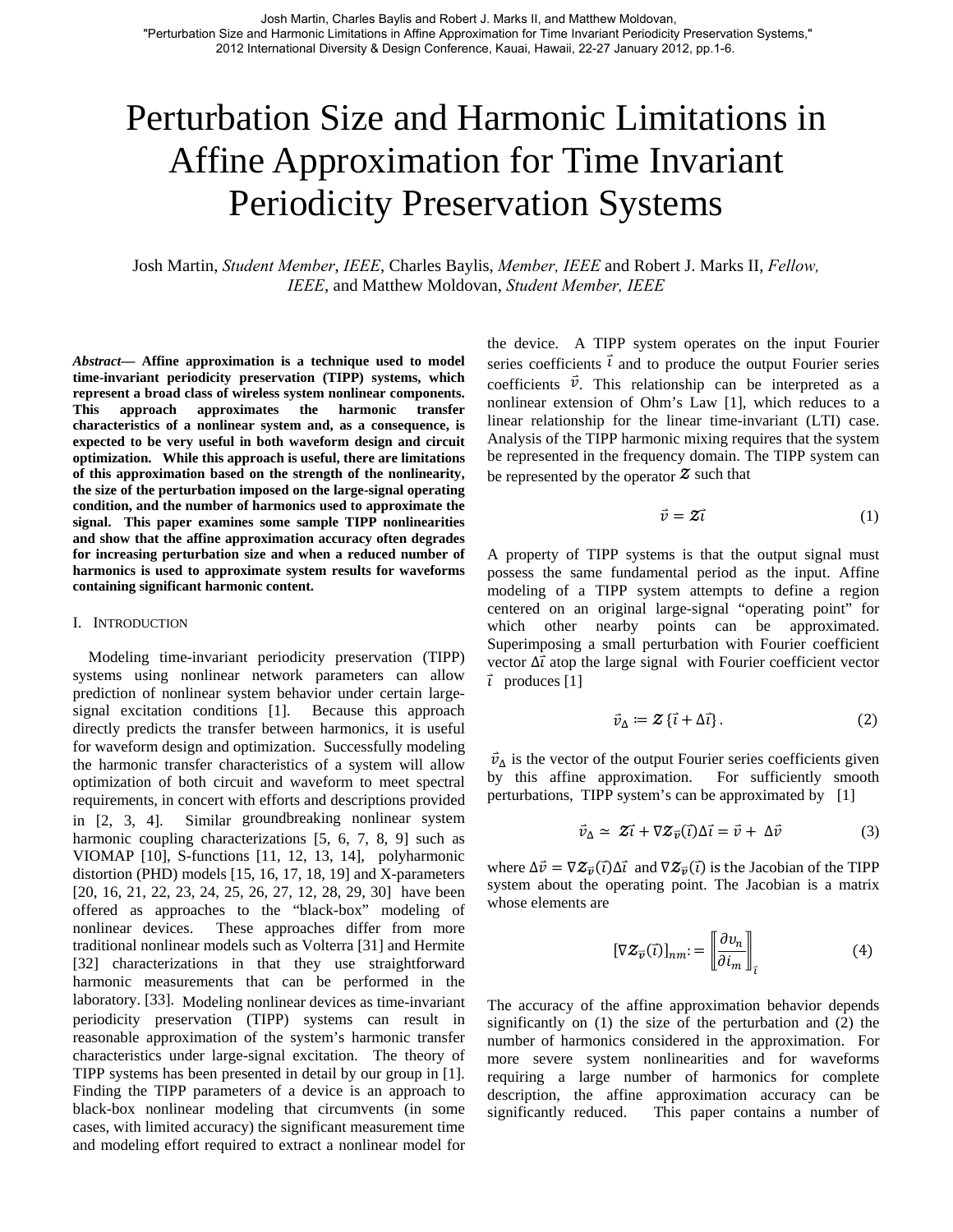Josh Martin, Charles Baylis and Robert J. Marks II, and Matthew Moldovan, "Perturbation Size and Harmonic Limitations in Affine Approximation for Time Invariant Periodicity Preservation Systems," 2012 International Diversity & Design Conference, Kauai, Hawaii, 22-27 January 2012, pp.1-6.

# Perturbation Size and Harmonic Limitations in Affine Approximation for Time Invariant Periodicity Preservation Systems

Josh Martin, *Student Member*, *IEEE*, Charles Baylis, *Member, IEEE* and Robert J. Marks II, *Fellow, IEEE*, and Matthew Moldovan, *Student Member, IEEE*

***Abstract*— Affine approximation is a technique used to model time-invariant periodicity preservation (TIPP) systems, which represent a broad class of wireless system nonlinear components. This approach approximates the harmonic transfer characteristics of a nonlinear system and, as a consequence, is expected to be very useful in both waveform design and circuit optimization. While this approach is useful, there are limitations of this approximation based on the strength of the nonlinearity, the size of the perturbation imposed on the large-signal operating condition, and the number of harmonics used to approximate the signal. This paper examines some sample TIPP nonlinearities and show that the affine approximation accuracy often degrades for increasing perturbation size and when a reduced number of harmonics is used to approximate system results for waveforms containing significant harmonic content.**

## I. Introduction

Modeling time-invariant periodicity preservation (TIPP) systems using nonlinear network parameters can allow prediction of nonlinear system behavior under certain large-signal excitation conditions [1]. Because this approach directly predicts the transfer between harmonics, it is useful for waveform design and optimization. Successfully modeling the harmonic transfer characteristics of a system will allow optimization of both circuit and waveform to meet spectral requirements, in concert with efforts and descriptions provided in [2, 3, 4]. Similar groundbreaking nonlinear system harmonic coupling characterizations [5, 6, 7, 8, 9] such as VIOMAP [10], S-functions [11, 12, 13, 14], polyharmonic distortion (PHD) models [15, 16, 17, 18, 19] and X-parameters [20, 16, 21, 22, 23, 24, 25, 26, 27, 12, 28, 29, 30] have been offered as approaches to the "black-box" modeling of nonlinear devices. These approaches differ from more traditional nonlinear models such as Volterra [31] and Hermite [32] characterizations in that they use straightforward harmonic measurements that can be performed in the laboratory. [33]. Modeling nonlinear devices as time-invariant periodicity preservation (TIPP) systems can result in reasonable approximation of the system's harmonic transfer characteristics under large-signal excitation. The theory of TIPP systems has been presented in detail by our group in [1]. Finding the TIPP parameters of a device is an approach to black-box nonlinear modeling that circumvents (in some cases, with limited accuracy) the significant measurement time and modeling effort required to extract a nonlinear model for the device. A TIPP system operates on the input Fourier series coefficients $\vec{\imath}$ and to produce the output Fourier series coefficients $\vec{v}$. This relationship can be interpreted as a nonlinear extension of Ohm's Law [1], which reduces to a linear relationship for the linear time-invariant (LTI) case. Analysis of the TIPP harmonic mixing requires that the system be represented in the frequency domain. The TIPP system can be represented by the operator $\mathcal{Z}$ such that

$$\vec{v} = \mathcal{Z}\vec{\imath} \tag{1}$$

A property of TIPP systems is that the output signal must possess the same fundamental period as the input. Affine modeling of a TIPP system attempts to define a region centered on an original large-signal "operating point" for which other nearby points can be approximated. Superimposing a small perturbation with Fourier coefficient vector $\Delta\vec{\imath}$ atop the large signal with Fourier coefficient vector $\vec{\imath}$ produces [1]

$$\vec{v}_\Delta \coloneqq \mathcal{Z}\{\vec{\imath} + \Delta\vec{\imath}\}. \tag{2}$$

$\vec{v}_\Delta$ is the vector of the output Fourier series coefficients given by this affine approximation. For sufficiently smooth perturbations, TIPP system's can be approximated by [1]

$$\vec{v}_\Delta \simeq \mathcal{Z}\vec{\imath} + \nabla\mathcal{Z}_{\vec{v}}(\vec{\imath})\Delta\vec{\imath} = \vec{v} + \Delta\vec{v} \tag{3}$$

where $\Delta\vec{v} = \nabla\mathcal{Z}_{\vec{v}}(\vec{\imath})\Delta\vec{\imath}$ and $\nabla\mathcal{Z}_{\vec{v}}(\vec{\imath})$ is the Jacobian of the TIPP system about the operating point. The Jacobian is a matrix whose elements are

$$[\nabla\mathcal{Z}_{\vec{v}}(\vec{\imath})]_{nm} \coloneqq \left[\!\left[\frac{\partial v_n}{\partial i_m}\right]\!\right]_{\vec{\imath}} \tag{4}$$

The accuracy of the affine approximation behavior depends significantly on (1) the size of the perturbation and (2) the number of harmonics considered in the approximation. For more severe system nonlinearities and for waveforms requiring a large number of harmonics for complete description, the affine approximation accuracy can be significantly reduced. This paper contains a number of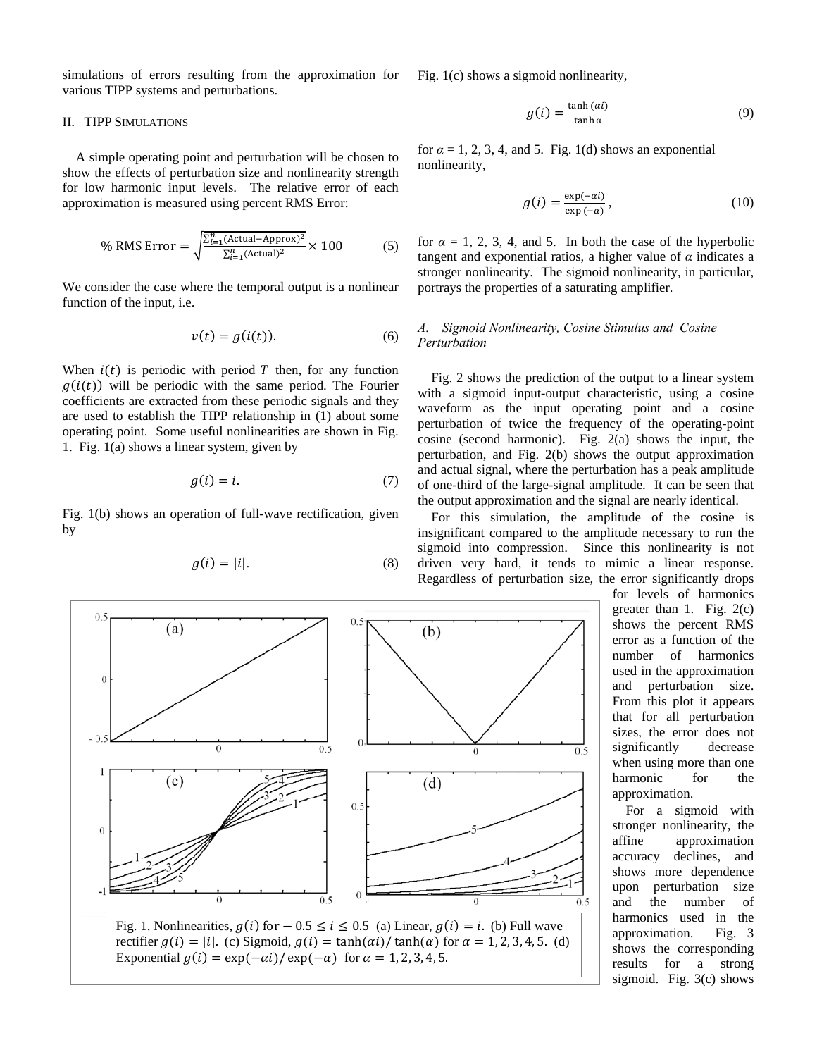simulations of errors resulting from the approximation for various TIPP systems and perturbations.

## II. TIPP SIMULATIONS

A simple operating point and perturbation will be chosen to show the effects of perturbation size and nonlinearity strength for low harmonic input levels. The relative error of each approximation is measured using percent RMS Error:

$$\%\ \text{RMS Error} = \sqrt{\frac{\sum_{i=1}^{n}(\text{Actual}-\text{Approx})^2}{\sum_{i=1}^{n}(\text{Actual})^2}} \times 100 \tag{5}$$

We consider the case where the temporal output is a nonlinear function of the input, i.e.

$$v(t) = g(i(t)). \tag{6}$$

When $i(t)$ is periodic with period $T$ then, for any function $g(i(t))$ will be periodic with the same period. The Fourier coefficients are extracted from these periodic signals and they are used to establish the TIPP relationship in (1) about some operating point. Some useful nonlinearities are shown in Fig. 1. Fig. 1(a) shows a linear system, given by

$$g(i) = i. \tag{7}$$

Fig. 1(b) shows an operation of full-wave rectification, given by

$$g(i) = |i|. \tag{8}$$

Fig. 1. Nonlinearities, $g(i)$ for $-0.5 \leq i \leq 0.5$ (a) Linear, $g(i) = i$. (b) Full wave rectifier $g(i) = |i|$. (c) Sigmoid, $g(i) = \tanh(\alpha i)/\tanh(\alpha)$ for $\alpha = 1, 2, 3, 4, 5$. (d) Exponential $g(i) = \exp(-\alpha i)/\exp(-\alpha)$ for $\alpha = 1, 2, 3, 4, 5$.

Fig. 1(c) shows a sigmoid nonlinearity,

$$g(i) = \frac{\tanh(\alpha i)}{\tanh \alpha} \tag{9}$$

for $\alpha$ = 1, 2, 3, 4, and 5. Fig. 1(d) shows an exponential nonlinearity,

$$g(i) = \frac{\exp(-\alpha i)}{\exp(-\alpha)}, \tag{10}$$

for $\alpha$ = 1, 2, 3, 4, and 5. In both the case of the hyperbolic tangent and exponential ratios, a higher value of $\alpha$ indicates a stronger nonlinearity. The sigmoid nonlinearity, in particular, portrays the properties of a saturating amplifier.

### *A. Sigmoid Nonlinearity, Cosine Stimulus and Cosine Perturbation*

Fig. 2 shows the prediction of the output to a linear system with a sigmoid input-output characteristic, using a cosine waveform as the input operating point and a cosine perturbation of twice the frequency of the operating-point cosine (second harmonic). Fig. 2(a) shows the input, the perturbation, and Fig. 2(b) shows the output approximation and actual signal, where the perturbation has a peak amplitude of one-third of the large-signal amplitude. It can be seen that the output approximation and the signal are nearly identical.

For this simulation, the amplitude of the cosine is insignificant compared to the amplitude necessary to run the sigmoid into compression. Since this nonlinearity is not driven very hard, it tends to mimic a linear response. Regardless of perturbation size, the error significantly drops for levels of harmonics greater than 1. Fig. 2(c) shows the percent RMS error as a function of the number of harmonics used in the approximation and perturbation size. From this plot it appears that for all perturbation sizes, the error does not significantly decrease when using more than one harmonic for the approximation.

For a sigmoid with stronger nonlinearity, the affine approximation accuracy declines, and shows more dependence upon perturbation size and the number of harmonics used in the approximation. Fig. 3 shows the corresponding results for a strong sigmoid. Fig. 3(c) shows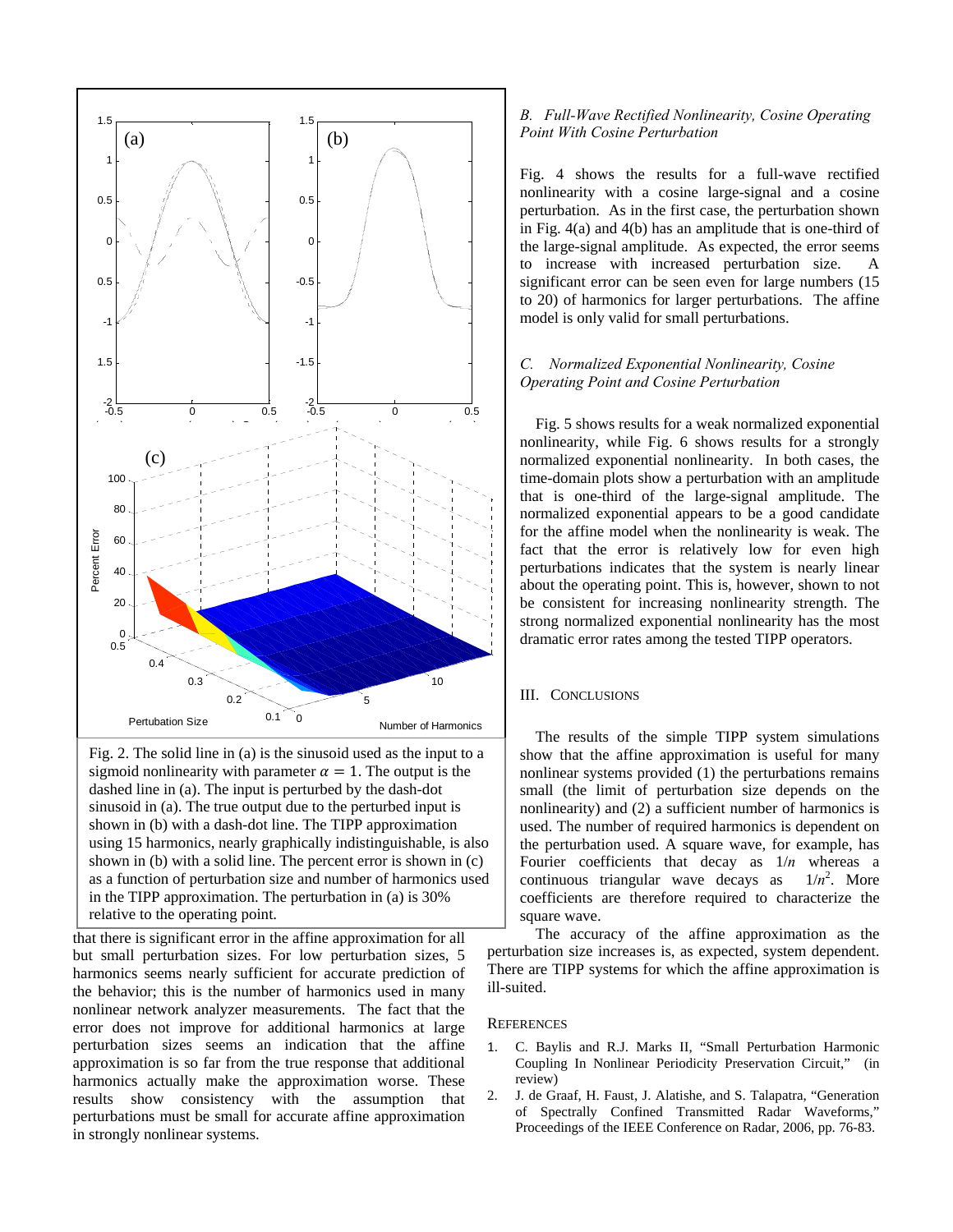Fig. 2. The solid line in (a) is the sinusoid used as the input to a sigmoid nonlinearity with parameter $\alpha = 1$. The output is the dashed line in (a). The input is perturbed by the dash-dot sinusoid in (a). The true output due to the perturbed input is shown in (b) with a dash-dot line. The TIPP approximation using 15 harmonics, nearly graphically indistinguishable, is also shown in (b) with a solid line. The percent error is shown in (c) as a function of perturbation size and number of harmonics used in the TIPP approximation. The perturbation in (a) is 30% relative to the operating point.

that there is significant error in the affine approximation for all but small perturbation sizes. For low perturbation sizes, 5 harmonics seems nearly sufficient for accurate prediction of the behavior; this is the number of harmonics used in many nonlinear network analyzer measurements. The fact that the error does not improve for additional harmonics at large perturbation sizes seems an indication that the affine approximation is so far from the true response that additional harmonics actually make the approximation worse. These results show consistency with the assumption that perturbations must be small for accurate affine approximation in strongly nonlinear systems.

### *B. Full-Wave Rectified Nonlinearity, Cosine Operating Point With Cosine Perturbation*

Fig. 4 shows the results for a full-wave rectified nonlinearity with a cosine large-signal and a cosine perturbation. As in the first case, the perturbation shown in Fig. 4(a) and 4(b) has an amplitude that is one-third of the large-signal amplitude. As expected, the error seems to increase with increased perturbation size. A significant error can be seen even for large numbers (15 to 20) of harmonics for larger perturbations. The affine model is only valid for small perturbations.

### *C. Normalized Exponential Nonlinearity, Cosine Operating Point and Cosine Perturbation*

Fig. 5 shows results for a weak normalized exponential nonlinearity, while Fig. 6 shows results for a strongly normalized exponential nonlinearity. In both cases, the time-domain plots show a perturbation with an amplitude that is one-third of the large-signal amplitude. The normalized exponential appears to be a good candidate for the affine model when the nonlinearity is weak. The fact that the error is relatively low for even high perturbations indicates that the system is nearly linear about the operating point. This is, however, shown to not be consistent for increasing nonlinearity strength. The strong normalized exponential nonlinearity has the most dramatic error rates among the tested TIPP operators.

## III. Conclusions

The results of the simple TIPP system simulations show that the affine approximation is useful for many nonlinear systems provided (1) the perturbations remains small (the limit of perturbation size depends on the nonlinearity) and (2) a sufficient number of harmonics is used. The number of required harmonics is dependent on the perturbation used. A square wave, for example, has Fourier coefficients that decay as $1/n$ whereas a continuous triangular wave decays as $1/n^2$. More coefficients are therefore required to characterize the square wave.

The accuracy of the affine approximation as the perturbation size increases is, as expected, system dependent. There are TIPP systems for which the affine approximation is ill-suited.

## References

1. C. Baylis and R.J. Marks II, "Small Perturbation Harmonic Coupling In Nonlinear Periodicity Preservation Circuit," (in review)
2. J. de Graaf, H. Faust, J. Alatishe, and S. Talapatra, "Generation of Spectrally Confined Transmitted Radar Waveforms," Proceedings of the IEEE Conference on Radar, 2006, pp. 76-83.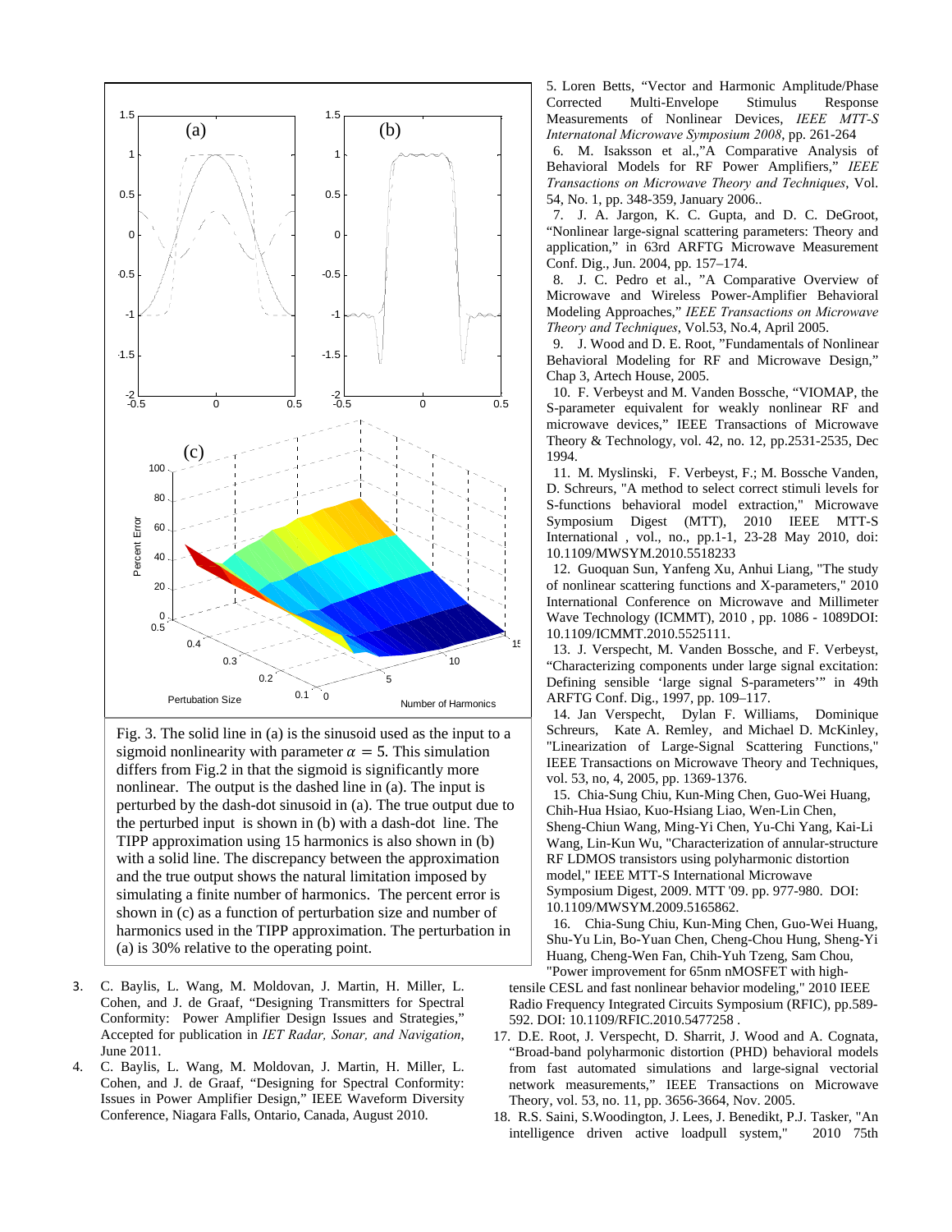Fig. 3. The solid line in (a) is the sinusoid used as the input to a sigmoid nonlinearity with parameter $\alpha = 5$. This simulation differs from Fig.2 in that the sigmoid is significantly more nonlinear. The output is the dashed line in (a). The input is perturbed by the dash-dot sinusoid in (a). The true output due to the perturbed input is shown in (b) with a dash-dot line. The TIPP approximation using 15 harmonics is also shown in (b) with a solid line. The discrepancy between the approximation and the true output shows the natural limitation imposed by simulating a finite number of harmonics. The percent error is shown in (c) as a function of perturbation size and number of harmonics used in the TIPP approximation. The perturbation in (a) is 30% relative to the operating point.

3. C. Baylis, L. Wang, M. Moldovan, J. Martin, H. Miller, L. Cohen, and J. de Graaf, "Designing Transmitters for Spectral Conformity: Power Amplifier Design Issues and Strategies," Accepted for publication in *IET Radar, Sonar, and Navigation*, June 2011.
4. C. Baylis, L. Wang, M. Moldovan, J. Martin, H. Miller, L. Cohen, and J. de Graaf, "Designing for Spectral Conformity: Issues in Power Amplifier Design," IEEE Waveform Diversity Conference, Niagara Falls, Ontario, Canada, August 2010.
5. Loren Betts, "Vector and Harmonic Amplitude/Phase Corrected Multi-Envelope Stimulus Response Measurements of Nonlinear Devices, *IEEE MTT-S Internatonal Microwave Symposium 2008*, pp. 261-264
6. M. Isaksson et al.,"A Comparative Analysis of Behavioral Models for RF Power Amplifiers," *IEEE Transactions on Microwave Theory and Techniques*, Vol. 54, No. 1, pp. 348-359, January 2006..
7. J. A. Jargon, K. C. Gupta, and D. C. DeGroot, "Nonlinear large-signal scattering parameters: Theory and application," in 63rd ARFTG Microwave Measurement Conf. Dig., Jun. 2004, pp. 157–174.
8. J. C. Pedro et al., "A Comparative Overview of Microwave and Wireless Power-Amplifier Behavioral Modeling Approaches," *IEEE Transactions on Microwave Theory and Techniques*, Vol.53, No.4, April 2005.
9. J. Wood and D. E. Root, "Fundamentals of Nonlinear Behavioral Modeling for RF and Microwave Design," Chap 3, Artech House, 2005.
10. F. Verbeyst and M. Vanden Bossche, "VIOMAP, the S-parameter equivalent for weakly nonlinear RF and microwave devices," IEEE Transactions of Microwave Theory & Technology, vol. 42, no. 12, pp.2531-2535, Dec 1994.
11. M. Myslinski, F. Verbeyst, F.; M. Bossche Vanden, D. Schreurs, "A method to select correct stimuli levels for S-functions behavioral model extraction," Microwave Symposium Digest (MTT), 2010 IEEE MTT-S International , vol., no., pp.1-1, 23-28 May 2010, doi: 10.1109/MWSYM.2010.5518233
12. Guoquan Sun, Yanfeng Xu, Anhui Liang, "The study of nonlinear scattering functions and X-parameters," 2010 International Conference on Microwave and Millimeter Wave Technology (ICMMT), 2010 , pp. 1086 - 1089DOI: 10.1109/ICMMT.2010.5525111.
13. J. Verspecht, M. Vanden Bossche, and F. Verbeyst, "Characterizing components under large signal excitation: Defining sensible 'large signal S-parameters'" in 49th ARFTG Conf. Dig., 1997, pp. 109–117.
14. Jan Verspecht, Dylan F. Williams, Dominique Schreurs, Kate A. Remley, and Michael D. McKinley, "Linearization of Large-Signal Scattering Functions," IEEE Transactions on Microwave Theory and Techniques, vol. 53, no, 4, 2005, pp. 1369-1376.
15. Chia-Sung Chiu, Kun-Ming Chen, Guo-Wei Huang, Chih-Hua Hsiao, Kuo-Hsiang Liao, Wen-Lin Chen, Sheng-Chiun Wang, Ming-Yi Chen, Yu-Chi Yang, Kai-Li Wang, Lin-Kun Wu, "Characterization of annular-structure RF LDMOS transistors using polyharmonic distortion model," IEEE MTT-S International Microwave Symposium Digest, 2009. MTT '09. pp. 977-980. DOI: 10.1109/MWSYM.2009.5165862.
16. Chia-Sung Chiu, Kun-Ming Chen, Guo-Wei Huang, Shu-Yu Lin, Bo-Yuan Chen, Cheng-Chou Hung, Sheng-Yi Huang, Cheng-Wen Fan, Chih-Yuh Tzeng, Sam Chou, "Power improvement for 65nm nMOSFET with high-tensile CESL and fast nonlinear behavior modeling," 2010 IEEE Radio Frequency Integrated Circuits Symposium (RFIC), pp.589-592. DOI: 10.1109/RFIC.2010.5477258 .
17. D.E. Root, J. Verspecht, D. Sharrit, J. Wood and A. Cognata, "Broad-band polyharmonic distortion (PHD) behavioral models from fast automated simulations and large-signal vectorial network measurements," IEEE Transactions on Microwave Theory, vol. 53, no. 11, pp. 3656-3664, Nov. 2005.
18. R.S. Saini, S.Woodington, J. Lees, J. Benedikt, P.J. Tasker, "An intelligence driven active loadpull system," 2010 75th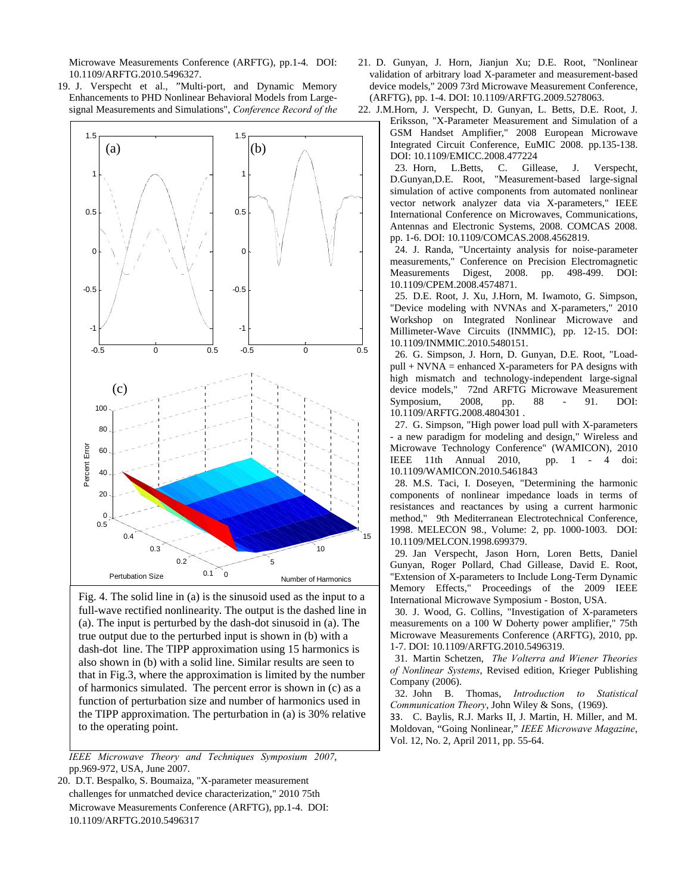Microwave Measurements Conference (ARFTG), pp.1-4. DOI: 10.1109/ARFTG.2010.5496327.

19. J. Verspecht et al., "Multi-port, and Dynamic Memory Enhancements to PHD Nonlinear Behavioral Models from Large-signal Measurements and Simulations", *Conference Record of the IEEE Microwave Theory and Techniques Symposium 2007*, pp.969-972, USA, June 2007.

20. D.T. Bespalko, S. Boumaiza, "X-parameter measurement challenges for unmatched device characterization," 2010 75th Microwave Measurements Conference (ARFTG), pp.1-4. DOI: 10.1109/ARFTG.2010.5496317

Fig. 4. The solid line in (a) is the sinusoid used as the input to a full-wave rectified nonlinearity. The output is the dashed line in (a). The input is perturbed by the dash-dot sinusoid in (a). The true output due to the perturbed input is shown in (b) with a dash-dot line. The TIPP approximation using 15 harmonics is also shown in (b) with a solid line. Similar results are seen to that in Fig.3, where the approximation is limited by the number of harmonics simulated. The percent error is shown in (c) as a function of perturbation size and number of harmonics used in the TIPP approximation. The perturbation in (a) is 30% relative to the operating point.

21. D. Gunyan, J. Horn, Jianjun Xu; D.E. Root, "Nonlinear validation of arbitrary load X-parameter and measurement-based device models," 2009 73rd Microwave Measurement Conference, (ARFTG), pp. 1-4. DOI: 10.1109/ARFTG.2009.5278063.

22. J.M.Horn, J. Verspecht, D. Gunyan, L. Betts, D.E. Root, J. Eriksson, "X-Parameter Measurement and Simulation of a GSM Handset Amplifier," 2008 European Microwave Integrated Circuit Conference, EuMIC 2008. pp.135-138. DOI: 10.1109/EMICC.2008.477224

23. Horn, L.Betts, C. Gillease, J. Verspecht, D.Gunyan,D.E. Root, "Measurement-based large-signal simulation of active components from automated nonlinear vector network analyzer data via X-parameters," IEEE International Conference on Microwaves, Communications, Antennas and Electronic Systems, 2008. COMCAS 2008. pp. 1-6. DOI: 10.1109/COMCAS.2008.4562819.

24. J. Randa, "Uncertainty analysis for noise-parameter measurements," Conference on Precision Electromagnetic Measurements Digest, 2008. pp. 498-499. DOI: 10.1109/CPEM.2008.4574871.

25. D.E. Root, J. Xu, J.Horn, M. Iwamoto, G. Simpson, "Device modeling with NVNAs and X-parameters," 2010 Workshop on Integrated Nonlinear Microwave and Millimeter-Wave Circuits (INMMIC), pp. 12-15. DOI: 10.1109/INMMIC.2010.5480151.

26. G. Simpson, J. Horn, D. Gunyan, D.E. Root, "Load-pull + NVNA = enhanced X-parameters for PA designs with high mismatch and technology-independent large-signal device models," 72nd ARFTG Microwave Measurement Symposium, 2008, pp. 88 - 91. DOI: 10.1109/ARFTG.2008.4804301 .

27. G. Simpson, "High power load pull with X-parameters - a new paradigm for modeling and design," Wireless and Microwave Technology Conference" (WAMICON), 2010 IEEE 11th Annual 2010, pp. 1 - 4 doi: 10.1109/WAMICON.2010.5461843

28. M.S. Taci, I. Doseyen, "Determining the harmonic components of nonlinear impedance loads in terms of resistances and reactances by using a current harmonic method," 9th Mediterranean Electrotechnical Conference, 1998. MELECON 98., Volume: 2, pp. 1000-1003. DOI: 10.1109/MELCON.1998.699379.

29. Jan Verspecht, Jason Horn, Loren Betts, Daniel Gunyan, Roger Pollard, Chad Gillease, David E. Root, "Extension of X-parameters to Include Long-Term Dynamic Memory Effects," Proceedings of the 2009 IEEE International Microwave Symposium - Boston, USA.

30. J. Wood, G. Collins, "Investigation of X-parameters measurements on a 100 W Doherty power amplifier," 75th Microwave Measurements Conference (ARFTG), 2010, pp. 1-7. DOI: 10.1109/ARFTG.2010.5496319.

31. Martin Schetzen, *The Volterra and Wiener Theories of Nonlinear Systems*, Revised edition, Krieger Publishing Company (2006).

32. John B. Thomas, *Introduction to Statistical Communication Theory*, John Wiley & Sons, (1969).

33. C. Baylis, R.J. Marks II, J. Martin, H. Miller, and M. Moldovan, "Going Nonlinear," *IEEE Microwave Magazine*, Vol. 12, No. 2, April 2011, pp. 55-64.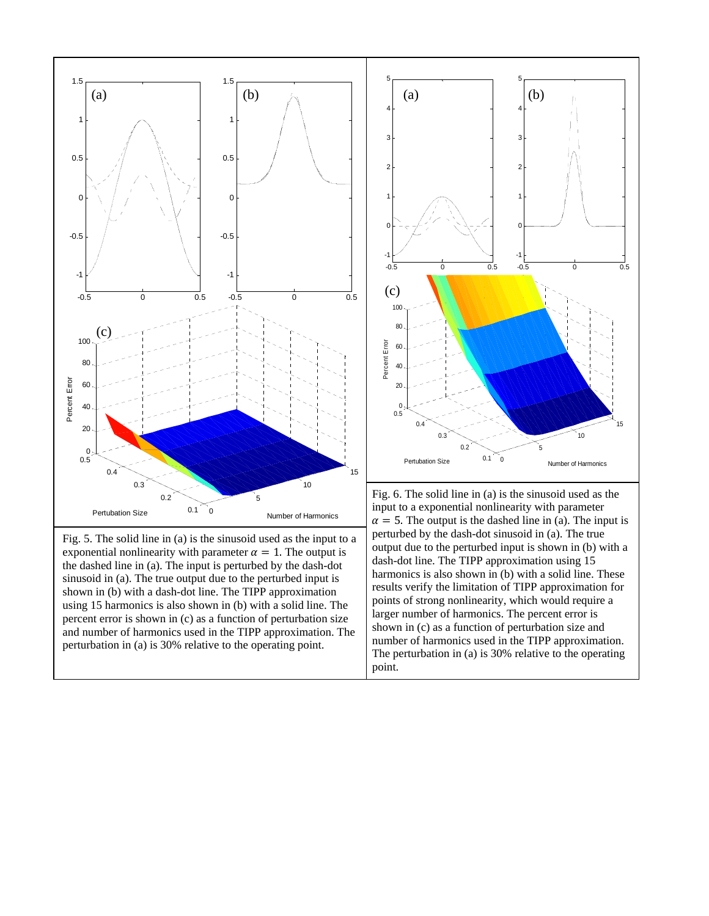1.5

(a)

1

0.5

0

-0.5

-1

-0.5 0 0.5

1.5

(b)

1

0.5

0

-0.5

-1

-0.5 0 0.5

(c)

100

80

60

40

20

0

Percent Error

0.5 0.4 0.3 0.2 0.1

Pertubation Size

0 5 10 15

Number of Harmonics

Fig. 5. The solid line in (a) is the sinusoid used as the input to a exponential nonlinearity with parameter $\alpha = 1$. The output is the dashed line in (a). The input is perturbed by the dash-dot sinusoid in (a). The true output due to the perturbed input is shown in (b) with a dash-dot line. The TIPP approximation using 15 harmonics is also shown in (b) with a solid line. The percent error is shown in (c) as a function of perturbation size and number of harmonics used in the TIPP approximation. The perturbation in (a) is 30% relative to the operating point.

5

(a)

4

3

2

1

0

-1

-0.5 0 0.5

5

(b)

4

3

2

1

0

-1

-0.5 0 0.5

(c)

100

80

60

40

20

0

Percent Error

0.5 0.4 0.3 0.2 0.1

Pertubation Size

0 5 10 15

Number of Harmonics

Fig. 6. The solid line in (a) is the sinusoid used as the input to a exponential nonlinearity with parameter $\alpha = 5$. The output is the dashed line in (a). The input is perturbed by the dash-dot sinusoid in (a). The true output due to the perturbed input is shown in (b) with a dash-dot line. The TIPP approximation using 15 harmonics is also shown in (b) with a solid line. These results verify the limitation of TIPP approximation for points of strong nonlinearity, which would require a larger number of harmonics. The percent error is shown in (c) as a function of perturbation size and number of harmonics used in the TIPP approximation. The perturbation in (a) is 30% relative to the operating point.